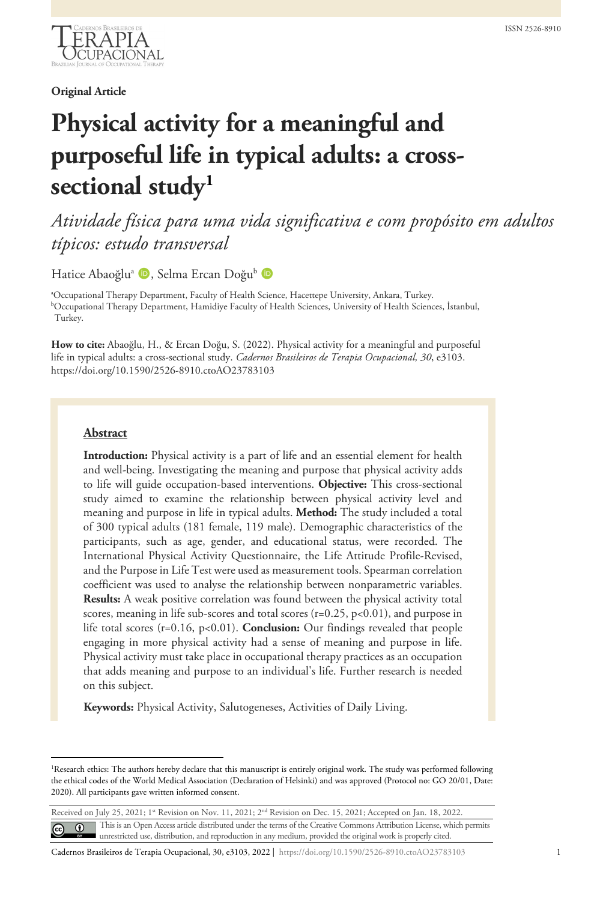**Original Article**

# Physical activity for a meaningful and purposeful life in typical adults: a cross-sectional study[1]

## *Atividade física para uma vida significativa e com propósito em adultos típicos: estudo transversal*

Hatice Abaoğlu[a], Selma Ercan Doğu[b]

[a]Occupational Therapy Department, Faculty of Health Science, Hacettepe University, Ankara, Turkey.
[b]Occupational Therapy Department, Hamidiye Faculty of Health Sciences, University of Health Sciences, İstanbul, Turkey.

**How to cite:** Abaoğlu, H., & Ercan Doğu, S. (2022). Physical activity for a meaningful and purposeful life in typical adults: a cross-sectional study. *Cadernos Brasileiros de Terapia Ocupacional, 30*, e3103. https://doi.org/10.1590/2526-8910.ctoAO23783103

### Abstract

**Introduction:** Physical activity is a part of life and an essential element for health and well-being. Investigating the meaning and purpose that physical activity adds to life will guide occupation-based interventions. **Objective:** This cross-sectional study aimed to examine the relationship between physical activity level and meaning and purpose in life in typical adults. **Method:** The study included a total of 300 typical adults (181 female, 119 male). Demographic characteristics of the participants, such as age, gender, and educational status, were recorded. The International Physical Activity Questionnaire, the Life Attitude Profile-Revised, and the Purpose in Life Test were used as measurement tools. Spearman correlation coefficient was used to analyse the relationship between nonparametric variables. **Results:** A weak positive correlation was found between the physical activity total scores, meaning in life sub-scores and total scores ($r=0.25$, $p<0.01$), and purpose in life total scores ($r=0.16$, $p<0.01$). **Conclusion:** Our findings revealed that people engaging in more physical activity had a sense of meaning and purpose in life. Physical activity must take place in occupational therapy practices as an occupation that adds meaning and purpose to an individual's life. Further research is needed on this subject.

**Keywords:** Physical Activity, Salutogeneses, Activities of Daily Living.

---

[1]Research ethics: The authors hereby declare that this manuscript is entirely original work. The study was performed following the ethical codes of the World Medical Association (Declaration of Helsinki) and was approved (Protocol no: GO 20/01, Date: 2020). All participants gave written informed consent.

Received on July 25, 2021; 1st Revision on Nov. 11, 2021; 2nd Revision on Dec. 15, 2021; Accepted on Jan. 18, 2022.

This is an Open Access article distributed under the terms of the Creative Commons Attribution License, which permits unrestricted use, distribution, and reproduction in any medium, provided the original work is properly cited.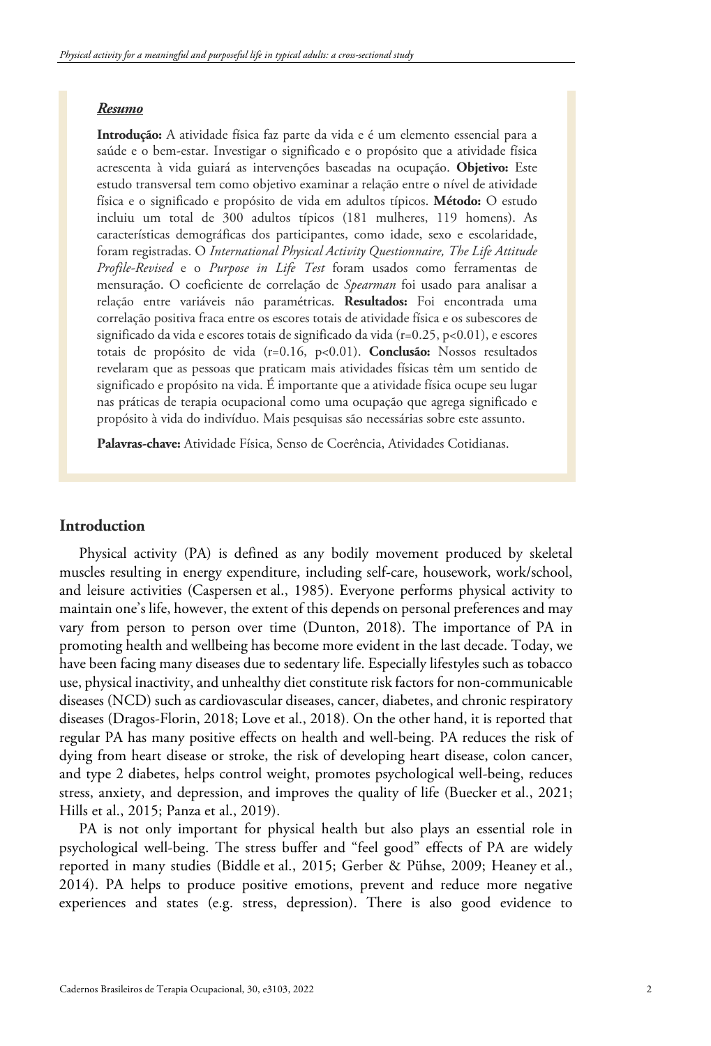***Resumo***

**Introdução:** A atividade física faz parte da vida e é um elemento essencial para a saúde e o bem-estar. Investigar o significado e o propósito que a atividade física acrescenta à vida guiará as intervenções baseadas na ocupação. **Objetivo:** Este estudo transversal tem como objetivo examinar a relação entre o nível de atividade física e o significado e propósito de vida em adultos típicos. **Método:** O estudo incluiu um total de 300 adultos típicos (181 mulheres, 119 homens). As características demográficas dos participantes, como idade, sexo e escolaridade, foram registradas. O *International Physical Activity Questionnaire, The Life Attitude Profile-Revised* e o *Purpose in Life Test* foram usados como ferramentas de mensuração. O coeficiente de correlação de *Spearman* foi usado para analisar a relação entre variáveis não paramétricas. **Resultados:** Foi encontrada uma correlação positiva fraca entre os escores totais de atividade física e os subescores de significado da vida e escores totais de significado da vida ($r=0.25$, $p<0.01$), e escores totais de propósito de vida ($r=0.16$, $p<0.01$). **Conclusão:** Nossos resultados revelaram que as pessoas que praticam mais atividades físicas têm um sentido de significado e propósito na vida. É importante que a atividade física ocupe seu lugar nas práticas de terapia ocupacional como uma ocupação que agrega significado e propósito à vida do indivíduo. Mais pesquisas são necessárias sobre este assunto.

**Palavras-chave:** Atividade Física, Senso de Coerência, Atividades Cotidianas.

## Introduction

Physical activity (PA) is defined as any bodily movement produced by skeletal muscles resulting in energy expenditure, including self-care, housework, work/school, and leisure activities (Caspersen et al., 1985). Everyone performs physical activity to maintain one's life, however, the extent of this depends on personal preferences and may vary from person to person over time (Dunton, 2018). The importance of PA in promoting health and wellbeing has become more evident in the last decade. Today, we have been facing many diseases due to sedentary life. Especially lifestyles such as tobacco use, physical inactivity, and unhealthy diet constitute risk factors for non-communicable diseases (NCD) such as cardiovascular diseases, cancer, diabetes, and chronic respiratory diseases (Dragos-Florin, 2018; Love et al., 2018). On the other hand, it is reported that regular PA has many positive effects on health and well-being. PA reduces the risk of dying from heart disease or stroke, the risk of developing heart disease, colon cancer, and type 2 diabetes, helps control weight, promotes psychological well-being, reduces stress, anxiety, and depression, and improves the quality of life (Buecker et al., 2021; Hills et al., 2015; Panza et al., 2019).

PA is not only important for physical health but also plays an essential role in psychological well-being. The stress buffer and "feel good" effects of PA are widely reported in many studies (Biddle et al., 2015; Gerber & Pühse, 2009; Heaney et al., 2014). PA helps to produce positive emotions, prevent and reduce more negative experiences and states (e.g. stress, depression). There is also good evidence to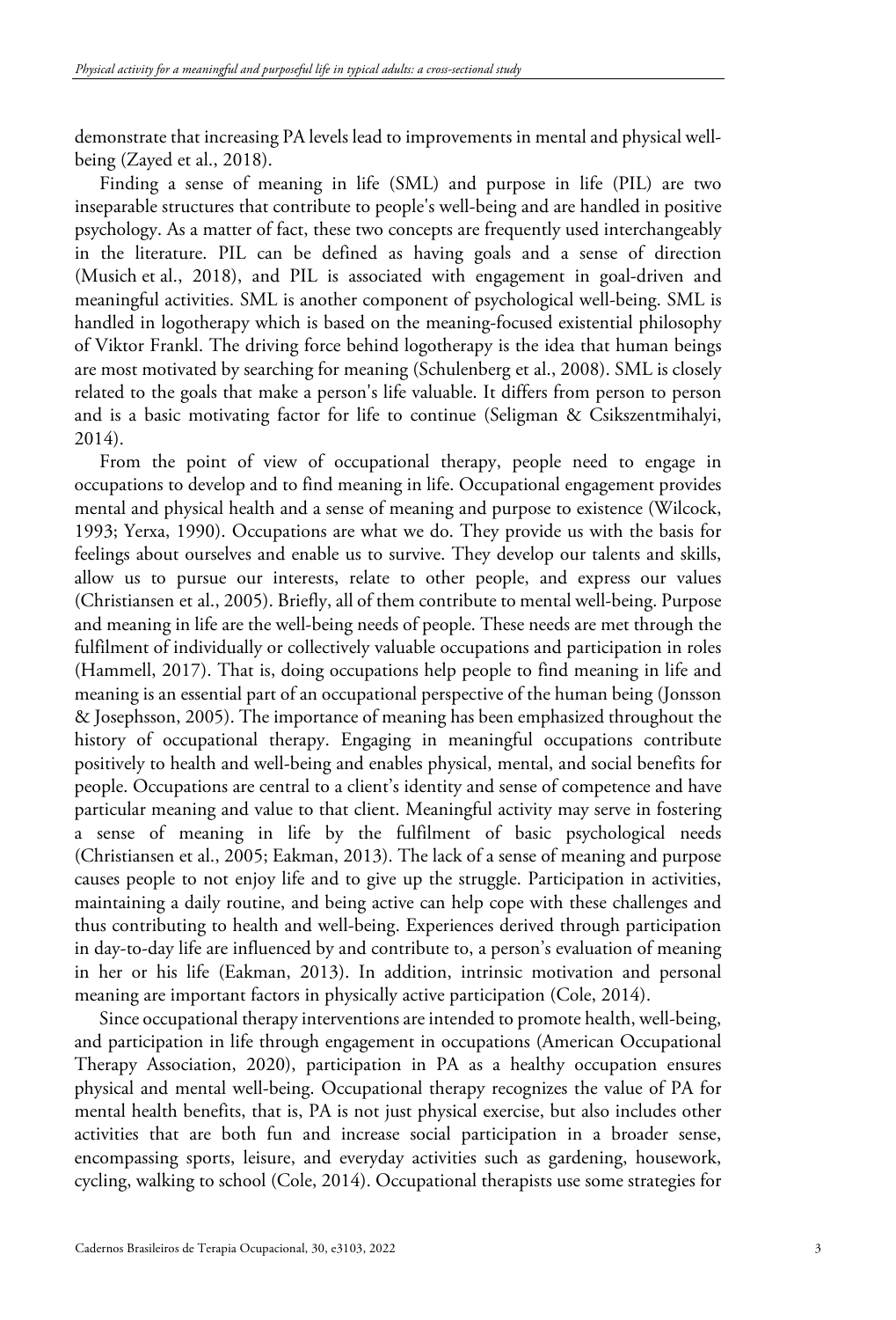demonstrate that increasing PA levels lead to improvements in mental and physical well-being (Zayed et al., 2018).

Finding a sense of meaning in life (SML) and purpose in life (PIL) are two inseparable structures that contribute to people's well-being and are handled in positive psychology. As a matter of fact, these two concepts are frequently used interchangeably in the literature. PIL can be defined as having goals and a sense of direction (Musich et al., 2018), and PIL is associated with engagement in goal-driven and meaningful activities. SML is another component of psychological well-being. SML is handled in logotherapy which is based on the meaning-focused existential philosophy of Viktor Frankl. The driving force behind logotherapy is the idea that human beings are most motivated by searching for meaning (Schulenberg et al., 2008). SML is closely related to the goals that make a person's life valuable. It differs from person to person and is a basic motivating factor for life to continue (Seligman & Csikszentmihalyi, 2014).

From the point of view of occupational therapy, people need to engage in occupations to develop and to find meaning in life. Occupational engagement provides mental and physical health and a sense of meaning and purpose to existence (Wilcock, 1993; Yerxa, 1990). Occupations are what we do. They provide us with the basis for feelings about ourselves and enable us to survive. They develop our talents and skills, allow us to pursue our interests, relate to other people, and express our values (Christiansen et al., 2005). Briefly, all of them contribute to mental well-being. Purpose and meaning in life are the well-being needs of people. These needs are met through the fulfilment of individually or collectively valuable occupations and participation in roles (Hammell, 2017). That is, doing occupations help people to find meaning in life and meaning is an essential part of an occupational perspective of the human being (Jonsson & Josephsson, 2005). The importance of meaning has been emphasized throughout the history of occupational therapy. Engaging in meaningful occupations contribute positively to health and well-being and enables physical, mental, and social benefits for people. Occupations are central to a client's identity and sense of competence and have particular meaning and value to that client. Meaningful activity may serve in fostering a sense of meaning in life by the fulfilment of basic psychological needs (Christiansen et al., 2005; Eakman, 2013). The lack of a sense of meaning and purpose causes people to not enjoy life and to give up the struggle. Participation in activities, maintaining a daily routine, and being active can help cope with these challenges and thus contributing to health and well-being. Experiences derived through participation in day-to-day life are influenced by and contribute to, a person's evaluation of meaning in her or his life (Eakman, 2013). In addition, intrinsic motivation and personal meaning are important factors in physically active participation (Cole, 2014).

Since occupational therapy interventions are intended to promote health, well-being, and participation in life through engagement in occupations (American Occupational Therapy Association, 2020), participation in PA as a healthy occupation ensures physical and mental well-being. Occupational therapy recognizes the value of PA for mental health benefits, that is, PA is not just physical exercise, but also includes other activities that are both fun and increase social participation in a broader sense, encompassing sports, leisure, and everyday activities such as gardening, housework, cycling, walking to school (Cole, 2014). Occupational therapists use some strategies for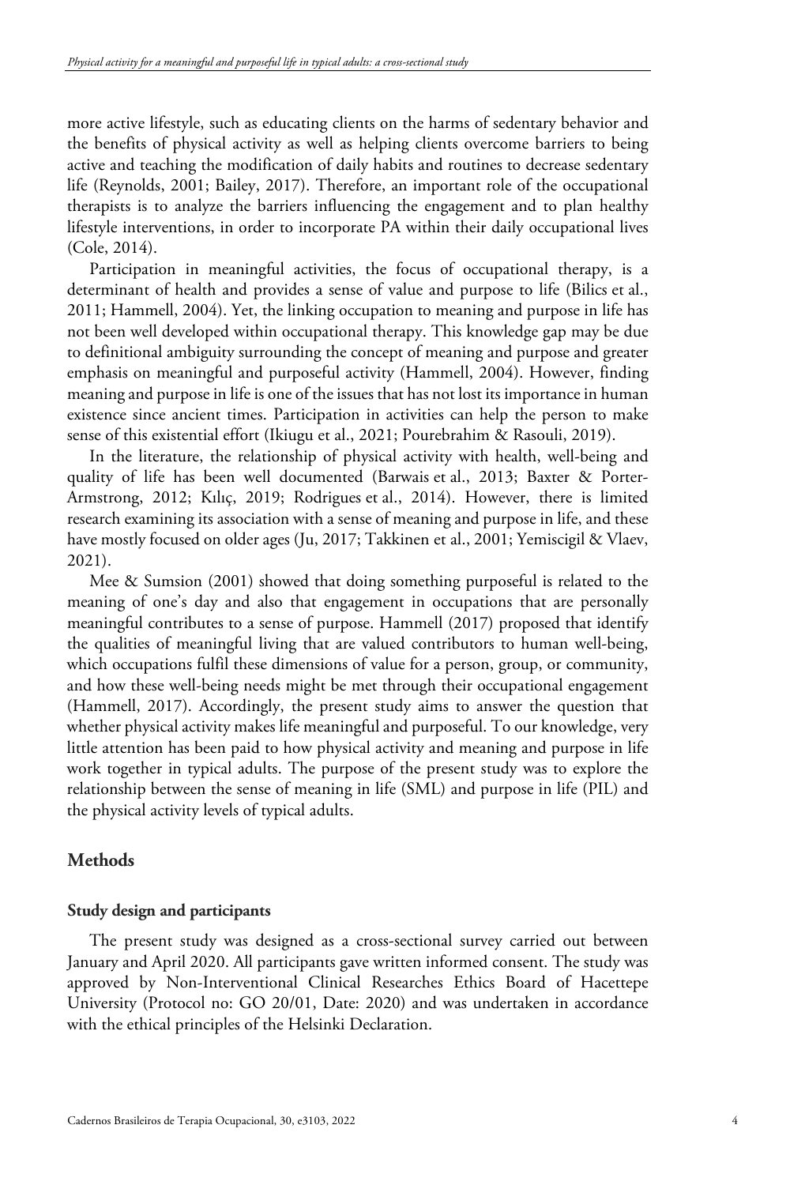more active lifestyle, such as educating clients on the harms of sedentary behavior and the benefits of physical activity as well as helping clients overcome barriers to being active and teaching the modification of daily habits and routines to decrease sedentary life (Reynolds, 2001; Bailey, 2017). Therefore, an important role of the occupational therapists is to analyze the barriers influencing the engagement and to plan healthy lifestyle interventions, in order to incorporate PA within their daily occupational lives (Cole, 2014).

Participation in meaningful activities, the focus of occupational therapy, is a determinant of health and provides a sense of value and purpose to life (Bilics et al., 2011; Hammell, 2004). Yet, the linking occupation to meaning and purpose in life has not been well developed within occupational therapy. This knowledge gap may be due to definitional ambiguity surrounding the concept of meaning and purpose and greater emphasis on meaningful and purposeful activity (Hammell, 2004). However, finding meaning and purpose in life is one of the issues that has not lost its importance in human existence since ancient times. Participation in activities can help the person to make sense of this existential effort (Ikiugu et al., 2021; Pourebrahim & Rasouli, 2019).

In the literature, the relationship of physical activity with health, well-being and quality of life has been well documented (Barwais et al., 2013; Baxter & Porter-Armstrong, 2012; Kılıç, 2019; Rodrigues et al., 2014). However, there is limited research examining its association with a sense of meaning and purpose in life, and these have mostly focused on older ages (Ju, 2017; Takkinen et al., 2001; Yemiscigil & Vlaev, 2021).

Mee & Sumsion (2001) showed that doing something purposeful is related to the meaning of one's day and also that engagement in occupations that are personally meaningful contributes to a sense of purpose. Hammell (2017) proposed that identify the qualities of meaningful living that are valued contributors to human well-being, which occupations fulfil these dimensions of value for a person, group, or community, and how these well-being needs might be met through their occupational engagement (Hammell, 2017). Accordingly, the present study aims to answer the question that whether physical activity makes life meaningful and purposeful. To our knowledge, very little attention has been paid to how physical activity and meaning and purpose in life work together in typical adults. The purpose of the present study was to explore the relationship between the sense of meaning in life (SML) and purpose in life (PIL) and the physical activity levels of typical adults.

## Methods

### Study design and participants

The present study was designed as a cross-sectional survey carried out between January and April 2020. All participants gave written informed consent. The study was approved by Non-Interventional Clinical Researches Ethics Board of Hacettepe University (Protocol no: GO 20/01, Date: 2020) and was undertaken in accordance with the ethical principles of the Helsinki Declaration.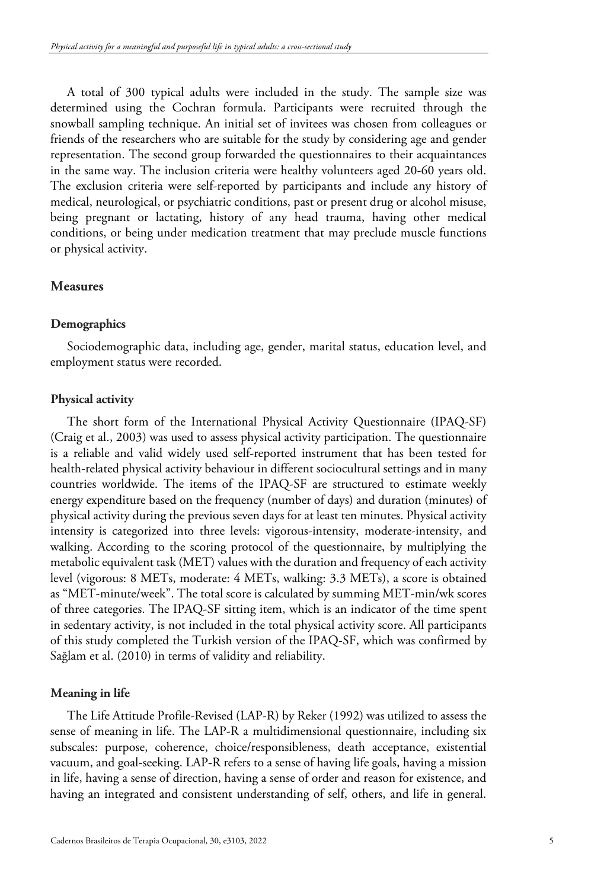A total of 300 typical adults were included in the study. The sample size was determined using the Cochran formula. Participants were recruited through the snowball sampling technique. An initial set of invitees was chosen from colleagues or friends of the researchers who are suitable for the study by considering age and gender representation. The second group forwarded the questionnaires to their acquaintances in the same way. The inclusion criteria were healthy volunteers aged 20-60 years old. The exclusion criteria were self-reported by participants and include any history of medical, neurological, or psychiatric conditions, past or present drug or alcohol misuse, being pregnant or lactating, history of any head trauma, having other medical conditions, or being under medication treatment that may preclude muscle functions or physical activity.

## Measures

### Demographics

Sociodemographic data, including age, gender, marital status, education level, and employment status were recorded.

### Physical activity

The short form of the International Physical Activity Questionnaire (IPAQ-SF) (Craig et al., 2003) was used to assess physical activity participation. The questionnaire is a reliable and valid widely used self-reported instrument that has been tested for health-related physical activity behaviour in different sociocultural settings and in many countries worldwide. The items of the IPAQ-SF are structured to estimate weekly energy expenditure based on the frequency (number of days) and duration (minutes) of physical activity during the previous seven days for at least ten minutes. Physical activity intensity is categorized into three levels: vigorous-intensity, moderate-intensity, and walking. According to the scoring protocol of the questionnaire, by multiplying the metabolic equivalent task (MET) values with the duration and frequency of each activity level (vigorous: 8 METs, moderate: 4 METs, walking: 3.3 METs), a score is obtained as "MET-minute/week". The total score is calculated by summing MET-min/wk scores of three categories. The IPAQ-SF sitting item, which is an indicator of the time spent in sedentary activity, is not included in the total physical activity score. All participants of this study completed the Turkish version of the IPAQ-SF, which was confirmed by Sağlam et al. (2010) in terms of validity and reliability.

### Meaning in life

The Life Attitude Profile-Revised (LAP-R) by Reker (1992) was utilized to assess the sense of meaning in life. The LAP-R a multidimensional questionnaire, including six subscales: purpose, coherence, choice/responsibleness, death acceptance, existential vacuum, and goal-seeking. LAP-R refers to a sense of having life goals, having a mission in life, having a sense of direction, having a sense of order and reason for existence, and having an integrated and consistent understanding of self, others, and life in general.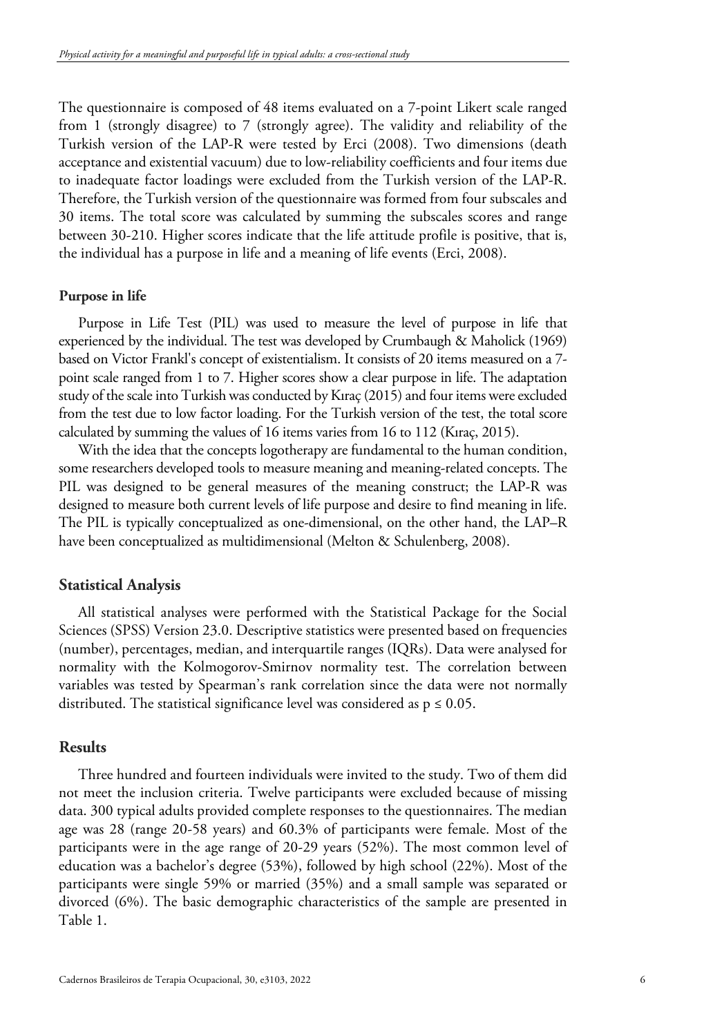The questionnaire is composed of 48 items evaluated on a 7-point Likert scale ranged from 1 (strongly disagree) to 7 (strongly agree). The validity and reliability of the Turkish version of the LAP-R were tested by Erci (2008). Two dimensions (death acceptance and existential vacuum) due to low-reliability coefficients and four items due to inadequate factor loadings were excluded from the Turkish version of the LAP-R. Therefore, the Turkish version of the questionnaire was formed from four subscales and 30 items. The total score was calculated by summing the subscales scores and range between 30-210. Higher scores indicate that the life attitude profile is positive, that is, the individual has a purpose in life and a meaning of life events (Erci, 2008).

#### Purpose in life

Purpose in Life Test (PIL) was used to measure the level of purpose in life that experienced by the individual. The test was developed by Crumbaugh & Maholick (1969) based on Victor Frankl's concept of existentialism. It consists of 20 items measured on a 7-point scale ranged from 1 to 7. Higher scores show a clear purpose in life. The adaptation study of the scale into Turkish was conducted by Kıraç (2015) and four items were excluded from the test due to low factor loading. For the Turkish version of the test, the total score calculated by summing the values of 16 items varies from 16 to 112 (Kıraç, 2015).

With the idea that the concepts logotherapy are fundamental to the human condition, some researchers developed tools to measure meaning and meaning-related concepts. The PIL was designed to be general measures of the meaning construct; the LAP-R was designed to measure both current levels of life purpose and desire to find meaning in life. The PIL is typically conceptualized as one-dimensional, on the other hand, the LAP–R have been conceptualized as multidimensional (Melton & Schulenberg, 2008).

### Statistical Analysis

All statistical analyses were performed with the Statistical Package for the Social Sciences (SPSS) Version 23.0. Descriptive statistics were presented based on frequencies (number), percentages, median, and interquartile ranges (IQRs). Data were analysed for normality with the Kolmogorov-Smirnov normality test. The correlation between variables was tested by Spearman's rank correlation since the data were not normally distributed. The statistical significance level was considered as $p \leq 0.05$.

### Results

Three hundred and fourteen individuals were invited to the study. Two of them did not meet the inclusion criteria. Twelve participants were excluded because of missing data. 300 typical adults provided complete responses to the questionnaires. The median age was 28 (range 20-58 years) and 60.3% of participants were female. Most of the participants were in the age range of 20-29 years (52%). The most common level of education was a bachelor's degree (53%), followed by high school (22%). Most of the participants were single 59% or married (35%) and a small sample was separated or divorced (6%). The basic demographic characteristics of the sample are presented in Table 1.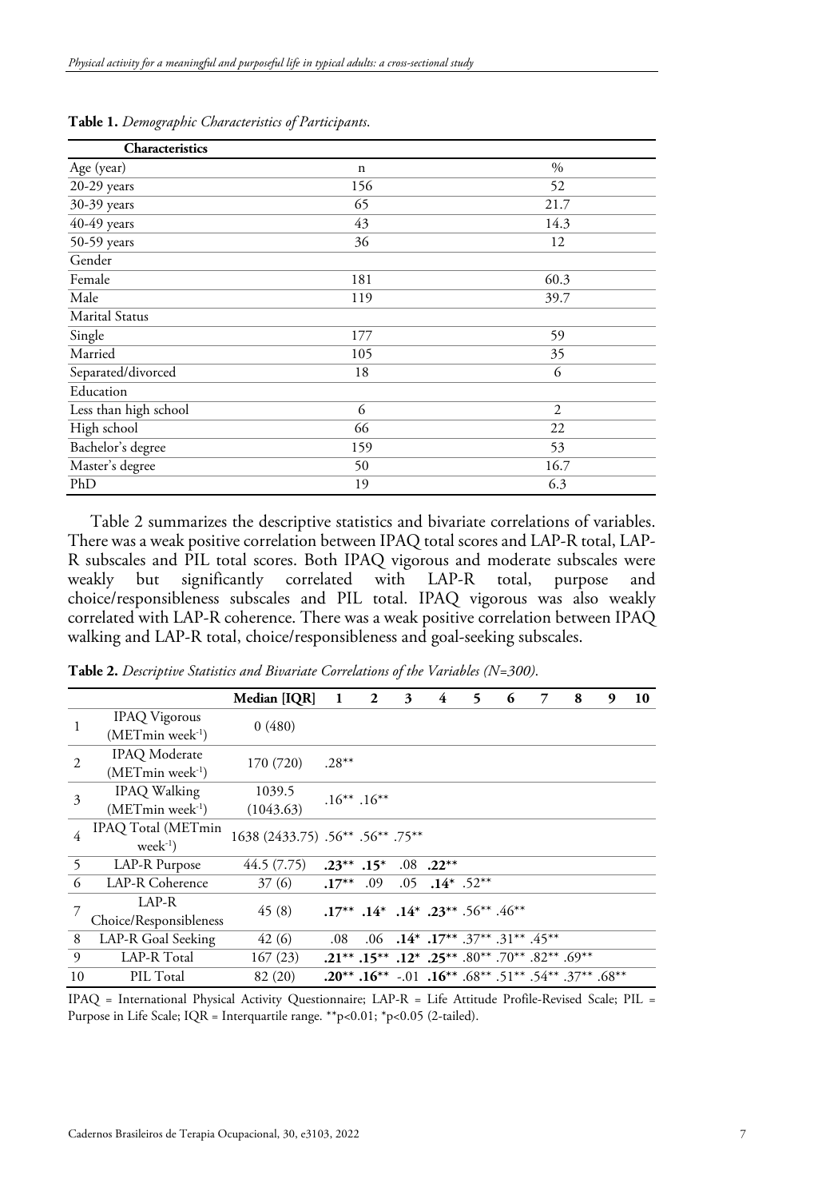**Table 1.** *Demographic Characteristics of Participants.*

| Characteristics | | |
|---|---|---|
| Age (year) | n | % |
| 20-29 years | 156 | 52 |
| 30-39 years | 65 | 21.7 |
| 40-49 years | 43 | 14.3 |
| 50-59 years | 36 | 12 |
| Gender | | |
| Female | 181 | 60.3 |
| Male | 119 | 39.7 |
| Marital Status | | |
| Single | 177 | 59 |
| Married | 105 | 35 |
| Separated/divorced | 18 | 6 |
| Education | | |
| Less than high school | 6 | 2 |
| High school | 66 | 22 |
| Bachelor's degree | 159 | 53 |
| Master's degree | 50 | 16.7 |
| PhD | 19 | 6.3 |

Table 2 summarizes the descriptive statistics and bivariate correlations of variables. There was a weak positive correlation between IPAQ total scores and LAP-R total, LAP-R subscales and PIL total scores. Both IPAQ vigorous and moderate subscales were weakly but significantly correlated with LAP-R total, purpose and choice/responsibleness subscales and PIL total. IPAQ vigorous was also weakly correlated with LAP-R coherence. There was a weak positive correlation between IPAQ walking and LAP-R total, choice/responsibleness and goal-seeking subscales.

**Table 2.** *Descriptive Statistics and Bivariate Correlations of the Variables (N=300).*

| | | Median [IQR] | 1 | 2 | 3 | 4 | 5 | 6 | 7 | 8 | 9 | 10 |
|---|---|---|---|---|---|---|---|---|---|---|---|---|
| 1 | IPAQ Vigorous (METmin week$^{-1}$) | 0 (480) | | | | | | | | | | |
| 2 | IPAQ Moderate (METmin week$^{-1}$) | 170 (720) | .28** | | | | | | | | | |
| 3 | IPAQ Walking (METmin week$^{-1}$) | 1039.5 (1043.63) | .16** | .16** | | | | | | | | |
| 4 | IPAQ Total (METmin week$^{-1}$) | 1638 (2433.75) | .56** | .56** | .75** | | | | | | | |
| 5 | LAP-R Purpose | 44.5 (7.75) | **.23**** | **.15*** | .08 | **.22**** | | | | | | |
| 6 | LAP-R Coherence | 37 (6) | **.17**** | .09 | .05 | **.14*** | .52** | | | | | |
| 7 | LAP-R Choice/Responsibleness | 45 (8) | **.17**** | **.14*** | **.14*** | **.23**** | .56** | .46** | | | | |
| 8 | LAP-R Goal Seeking | 42 (6) | .08 | .06 | **.14*** | **.17**** | .37** | .31** | .45** | | | |
| 9 | LAP-R Total | 167 (23) | **.21**** | **.15**** | **.12*** | **.25**** | .80** | .70** | .82** | .69** | | |
| 10 | PIL Total | 82 (20) | **.20**** | **.16**** | -.01 | **.16**** | .68** | .51** | .54** | .37** | .68** | |

IPAQ = International Physical Activity Questionnaire; LAP-R = Life Attitude Profile-Revised Scale; PIL = Purpose in Life Scale; IQR = Interquartile range. **p<0.01; *p<0.05 (2-tailed).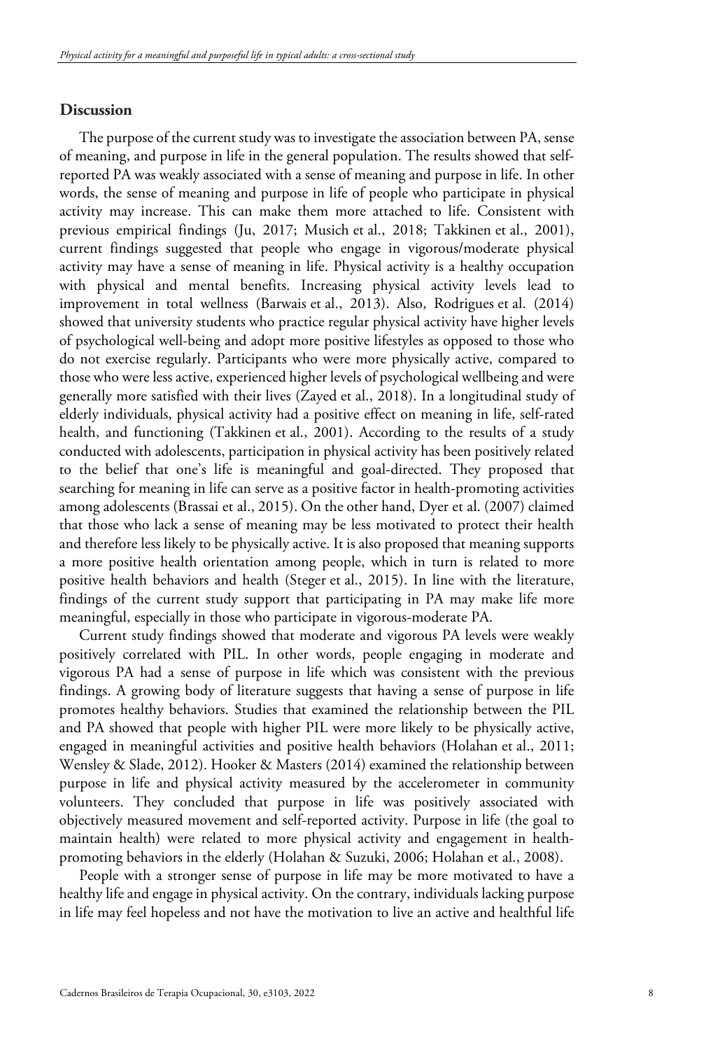## Discussion

The purpose of the current study was to investigate the association between PA, sense of meaning, and purpose in life in the general population. The results showed that self-reported PA was weakly associated with a sense of meaning and purpose in life. In other words, the sense of meaning and purpose in life of people who participate in physical activity may increase. This can make them more attached to life. Consistent with previous empirical findings (Ju, 2017; Musich et al., 2018; Takkinen et al., 2001), current findings suggested that people who engage in vigorous/moderate physical activity may have a sense of meaning in life. Physical activity is a healthy occupation with physical and mental benefits. Increasing physical activity levels lead to improvement in total wellness (Barwais et al., 2013). Also, Rodrigues et al. (2014) showed that university students who practice regular physical activity have higher levels of psychological well-being and adopt more positive lifestyles as opposed to those who do not exercise regularly. Participants who were more physically active, compared to those who were less active, experienced higher levels of psychological wellbeing and were generally more satisfied with their lives (Zayed et al., 2018). In a longitudinal study of elderly individuals, physical activity had a positive effect on meaning in life, self-rated health, and functioning (Takkinen et al., 2001). According to the results of a study conducted with adolescents, participation in physical activity has been positively related to the belief that one's life is meaningful and goal-directed. They proposed that searching for meaning in life can serve as a positive factor in health-promoting activities among adolescents (Brassai et al., 2015). On the other hand, Dyer et al. (2007) claimed that those who lack a sense of meaning may be less motivated to protect their health and therefore less likely to be physically active. It is also proposed that meaning supports a more positive health orientation among people, which in turn is related to more positive health behaviors and health (Steger et al., 2015). In line with the literature, findings of the current study support that participating in PA may make life more meaningful, especially in those who participate in vigorous-moderate PA.

Current study findings showed that moderate and vigorous PA levels were weakly positively correlated with PIL. In other words, people engaging in moderate and vigorous PA had a sense of purpose in life which was consistent with the previous findings. A growing body of literature suggests that having a sense of purpose in life promotes healthy behaviors. Studies that examined the relationship between the PIL and PA showed that people with higher PIL were more likely to be physically active, engaged in meaningful activities and positive health behaviors (Holahan et al., 2011; Wensley & Slade, 2012). Hooker & Masters (2014) examined the relationship between purpose in life and physical activity measured by the accelerometer in community volunteers. They concluded that purpose in life was positively associated with objectively measured movement and self-reported activity. Purpose in life (the goal to maintain health) were related to more physical activity and engagement in health-promoting behaviors in the elderly (Holahan & Suzuki, 2006; Holahan et al., 2008).

People with a stronger sense of purpose in life may be more motivated to have a healthy life and engage in physical activity. On the contrary, individuals lacking purpose in life may feel hopeless and not have the motivation to live an active and healthful life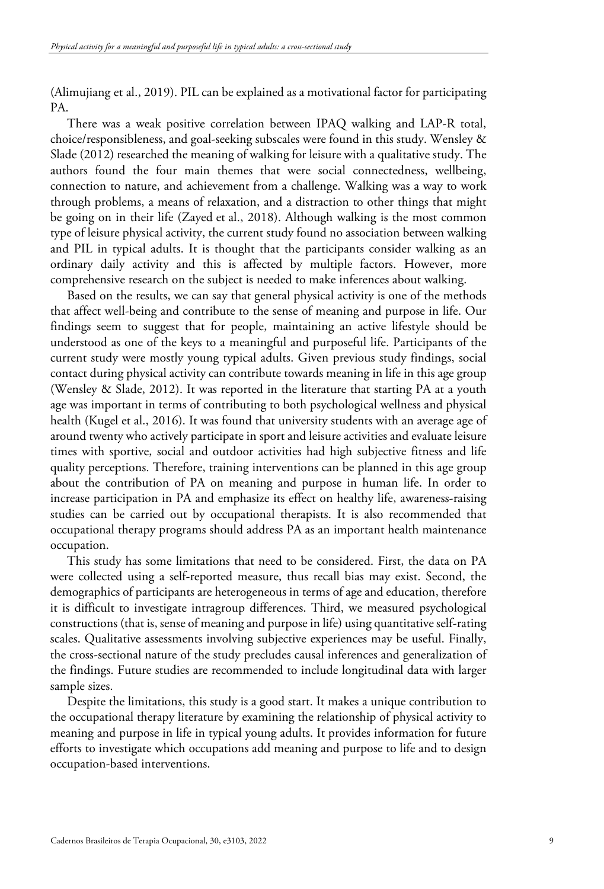(Alimujiang et al., 2019). PIL can be explained as a motivational factor for participating PA.

There was a weak positive correlation between IPAQ walking and LAP-R total, choice/responsibleness, and goal-seeking subscales were found in this study. Wensley & Slade (2012) researched the meaning of walking for leisure with a qualitative study. The authors found the four main themes that were social connectedness, wellbeing, connection to nature, and achievement from a challenge. Walking was a way to work through problems, a means of relaxation, and a distraction to other things that might be going on in their life (Zayed et al., 2018). Although walking is the most common type of leisure physical activity, the current study found no association between walking and PIL in typical adults. It is thought that the participants consider walking as an ordinary daily activity and this is affected by multiple factors. However, more comprehensive research on the subject is needed to make inferences about walking.

Based on the results, we can say that general physical activity is one of the methods that affect well-being and contribute to the sense of meaning and purpose in life. Our findings seem to suggest that for people, maintaining an active lifestyle should be understood as one of the keys to a meaningful and purposeful life. Participants of the current study were mostly young typical adults. Given previous study findings, social contact during physical activity can contribute towards meaning in life in this age group (Wensley & Slade, 2012). It was reported in the literature that starting PA at a youth age was important in terms of contributing to both psychological wellness and physical health (Kugel et al., 2016). It was found that university students with an average age of around twenty who actively participate in sport and leisure activities and evaluate leisure times with sportive, social and outdoor activities had high subjective fitness and life quality perceptions. Therefore, training interventions can be planned in this age group about the contribution of PA on meaning and purpose in human life. In order to increase participation in PA and emphasize its effect on healthy life, awareness-raising studies can be carried out by occupational therapists. It is also recommended that occupational therapy programs should address PA as an important health maintenance occupation.

This study has some limitations that need to be considered. First, the data on PA were collected using a self-reported measure, thus recall bias may exist. Second, the demographics of participants are heterogeneous in terms of age and education, therefore it is difficult to investigate intragroup differences. Third, we measured psychological constructions (that is, sense of meaning and purpose in life) using quantitative self-rating scales. Qualitative assessments involving subjective experiences may be useful. Finally, the cross-sectional nature of the study precludes causal inferences and generalization of the findings. Future studies are recommended to include longitudinal data with larger sample sizes.

Despite the limitations, this study is a good start. It makes a unique contribution to the occupational therapy literature by examining the relationship of physical activity to meaning and purpose in life in typical young adults. It provides information for future efforts to investigate which occupations add meaning and purpose to life and to design occupation-based interventions.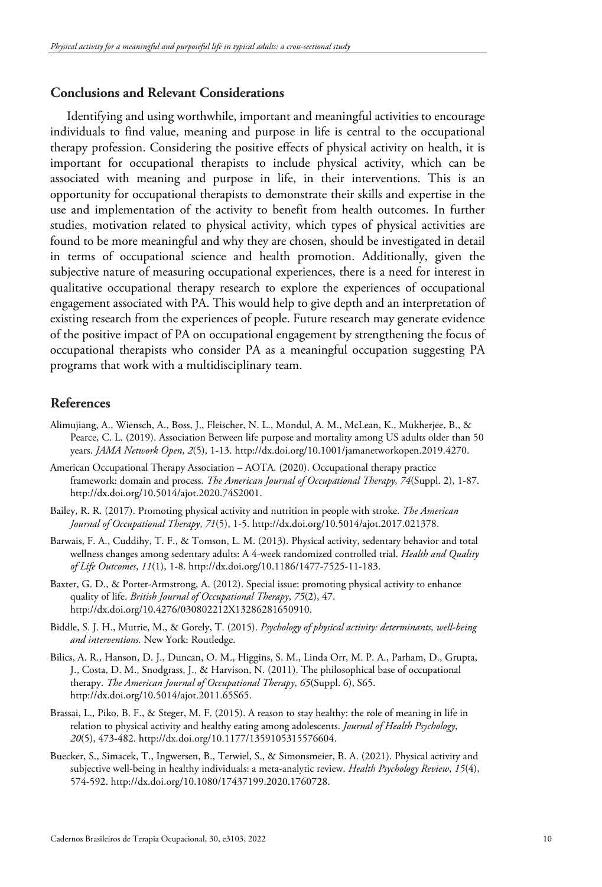## Conclusions and Relevant Considerations

Identifying and using worthwhile, important and meaningful activities to encourage individuals to find value, meaning and purpose in life is central to the occupational therapy profession. Considering the positive effects of physical activity on health, it is important for occupational therapists to include physical activity, which can be associated with meaning and purpose in life, in their interventions. This is an opportunity for occupational therapists to demonstrate their skills and expertise in the use and implementation of the activity to benefit from health outcomes. In further studies, motivation related to physical activity, which types of physical activities are found to be more meaningful and why they are chosen, should be investigated in detail in terms of occupational science and health promotion. Additionally, given the subjective nature of measuring occupational experiences, there is a need for interest in qualitative occupational therapy research to explore the experiences of occupational engagement associated with PA. This would help to give depth and an interpretation of existing research from the experiences of people. Future research may generate evidence of the positive impact of PA on occupational engagement by strengthening the focus of occupational therapists who consider PA as a meaningful occupation suggesting PA programs that work with a multidisciplinary team.

## References

Alimujiang, A., Wiensch, A., Boss, J., Fleischer, N. L., Mondul, A. M., McLean, K., Mukherjee, B., & Pearce, C. L. (2019). Association Between life purpose and mortality among US adults older than 50 years. *JAMA Network Open*, *2*(5), 1-13. http://dx.doi.org/10.1001/jamanetworkopen.2019.4270.

American Occupational Therapy Association – AOTA. (2020). Occupational therapy practice framework: domain and process. *The American Journal of Occupational Therapy*, *74*(Suppl. 2), 1-87. http://dx.doi.org/10.5014/ajot.2020.74S2001.

Bailey, R. R. (2017). Promoting physical activity and nutrition in people with stroke. *The American Journal of Occupational Therapy*, *71*(5), 1-5. http://dx.doi.org/10.5014/ajot.2017.021378.

Barwais, F. A., Cuddihy, T. F., & Tomson, L. M. (2013). Physical activity, sedentary behavior and total wellness changes among sedentary adults: A 4-week randomized controlled trial. *Health and Quality of Life Outcomes*, *11*(1), 1-8. http://dx.doi.org/10.1186/1477-7525-11-183.

Baxter, G. D., & Porter-Armstrong, A. (2012). Special issue: promoting physical activity to enhance quality of life. *British Journal of Occupational Therapy*, *75*(2), 47. http://dx.doi.org/10.4276/030802212X13286281650910.

Biddle, S. J. H., Mutrie, M., & Gorely, T. (2015). *Psychology of physical activity: determinants, well-being and interventions.* New York: Routledge.

Bilics, A. R., Hanson, D. J., Duncan, O. M., Higgins, S. M., Linda Orr, M. P. A., Parham, D., Grupta, J., Costa, D. M., Snodgrass, J., & Harvison, N. (2011). The philosophical base of occupational therapy. *The American Journal of Occupational Therapy*, *65*(Suppl. 6), S65. http://dx.doi.org/10.5014/ajot.2011.65S65.

Brassai, L., Piko, B. F., & Steger, M. F. (2015). A reason to stay healthy: the role of meaning in life in relation to physical activity and healthy eating among adolescents. *Journal of Health Psychology*, *20*(5), 473-482. http://dx.doi.org/10.1177/1359105315576604.

Buecker, S., Simacek, T., Ingwersen, B., Terwiel, S., & Simonsmeier, B. A. (2021). Physical activity and subjective well-being in healthy individuals: a meta-analytic review. *Health Psychology Review*, *15*(4), 574-592. http://dx.doi.org/10.1080/17437199.2020.1760728.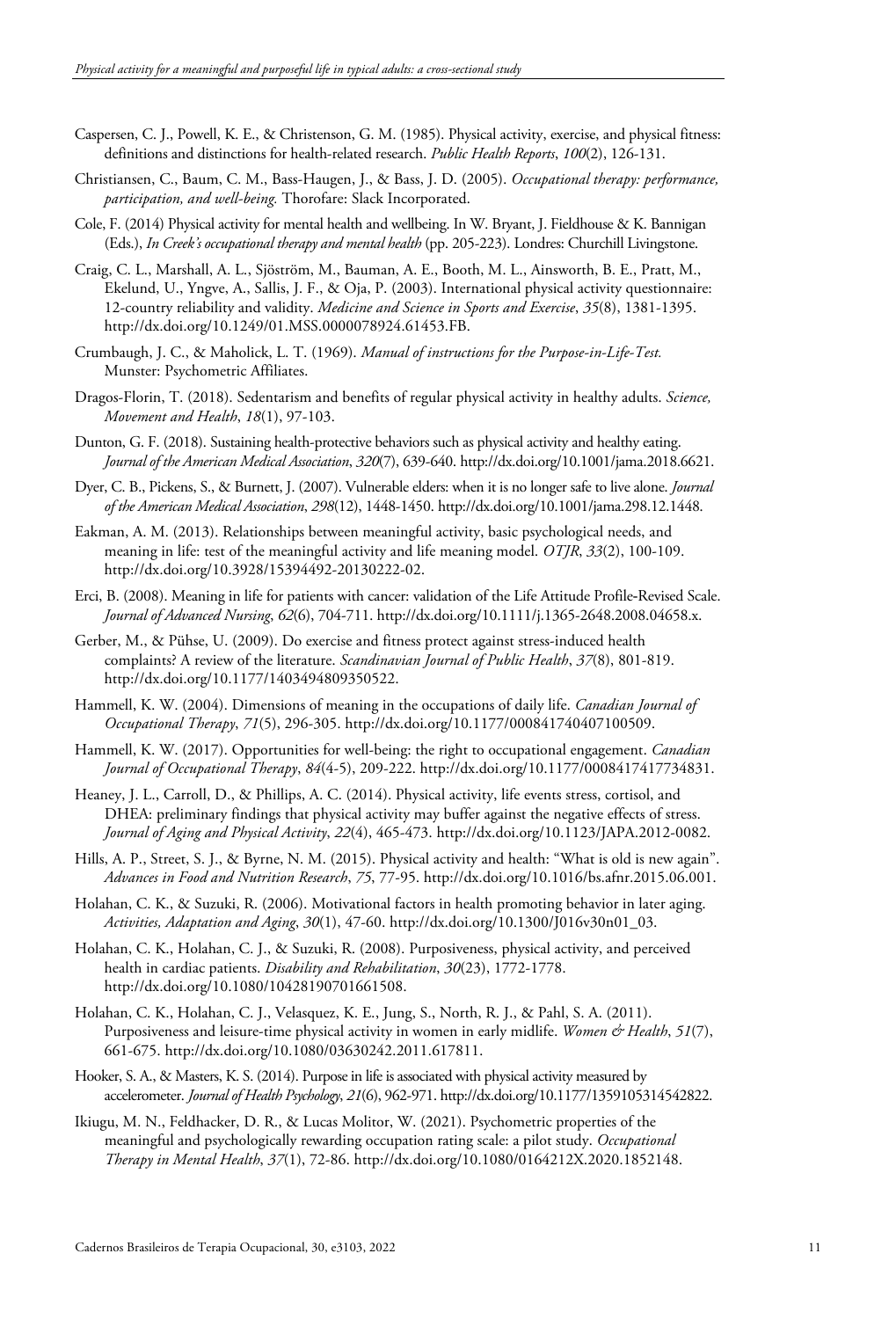Caspersen, C. J., Powell, K. E., & Christenson, G. M. (1985). Physical activity, exercise, and physical fitness: definitions and distinctions for health-related research. *Public Health Reports*, *100*(2), 126-131.

Christiansen, C., Baum, C. M., Bass-Haugen, J., & Bass, J. D. (2005). *Occupational therapy: performance, participation, and well-being.* Thorofare: Slack Incorporated.

Cole, F. (2014) Physical activity for mental health and wellbeing. In W. Bryant, J. Fieldhouse & K. Bannigan (Eds.), *In Creek's occupational therapy and mental health* (pp. 205-223). Londres: Churchill Livingstone.

Craig, C. L., Marshall, A. L., Sjöström, M., Bauman, A. E., Booth, M. L., Ainsworth, B. E., Pratt, M., Ekelund, U., Yngve, A., Sallis, J. F., & Oja, P. (2003). International physical activity questionnaire: 12-country reliability and validity. *Medicine and Science in Sports and Exercise*, *35*(8), 1381-1395. http://dx.doi.org/10.1249/01.MSS.0000078924.61453.FB.

Crumbaugh, J. C., & Maholick, L. T. (1969). *Manual of instructions for the Purpose-in-Life-Test.* Munster: Psychometric Affiliates.

Dragos-Florin, T. (2018). Sedentarism and benefits of regular physical activity in healthy adults. *Science, Movement and Health*, *18*(1), 97-103.

Dunton, G. F. (2018). Sustaining health-protective behaviors such as physical activity and healthy eating. *Journal of the American Medical Association*, *320*(7), 639-640. http://dx.doi.org/10.1001/jama.2018.6621.

Dyer, C. B., Pickens, S., & Burnett, J. (2007). Vulnerable elders: when it is no longer safe to live alone. *Journal of the American Medical Association*, *298*(12), 1448-1450. http://dx.doi.org/10.1001/jama.298.12.1448.

Eakman, A. M. (2013). Relationships between meaningful activity, basic psychological needs, and meaning in life: test of the meaningful activity and life meaning model. *OTJR*, *33*(2), 100-109. http://dx.doi.org/10.3928/15394492-20130222-02.

Erci, B. (2008). Meaning in life for patients with cancer: validation of the Life Attitude Profile-Revised Scale. *Journal of Advanced Nursing*, *62*(6), 704-711. http://dx.doi.org/10.1111/j.1365-2648.2008.04658.x.

Gerber, M., & Pühse, U. (2009). Do exercise and fitness protect against stress-induced health complaints? A review of the literature. *Scandinavian Journal of Public Health*, *37*(8), 801-819. http://dx.doi.org/10.1177/1403494809350522.

Hammell, K. W. (2004). Dimensions of meaning in the occupations of daily life. *Canadian Journal of Occupational Therapy*, *71*(5), 296-305. http://dx.doi.org/10.1177/000841740407100509.

Hammell, K. W. (2017). Opportunities for well-being: the right to occupational engagement. *Canadian Journal of Occupational Therapy*, *84*(4-5), 209-222. http://dx.doi.org/10.1177/0008417417734831.

Heaney, J. L., Carroll, D., & Phillips, A. C. (2014). Physical activity, life events stress, cortisol, and DHEA: preliminary findings that physical activity may buffer against the negative effects of stress. *Journal of Aging and Physical Activity*, *22*(4), 465-473. http://dx.doi.org/10.1123/JAPA.2012-0082.

Hills, A. P., Street, S. J., & Byrne, N. M. (2015). Physical activity and health: "What is old is new again". *Advances in Food and Nutrition Research*, *75*, 77-95. http://dx.doi.org/10.1016/bs.afnr.2015.06.001.

Holahan, C. K., & Suzuki, R. (2006). Motivational factors in health promoting behavior in later aging. *Activities, Adaptation and Aging*, *30*(1), 47-60. http://dx.doi.org/10.1300/J016v30n01_03.

Holahan, C. K., Holahan, C. J., & Suzuki, R. (2008). Purposiveness, physical activity, and perceived health in cardiac patients. *Disability and Rehabilitation*, *30*(23), 1772-1778. http://dx.doi.org/10.1080/10428190701661508.

Holahan, C. K., Holahan, C. J., Velasquez, K. E., Jung, S., North, R. J., & Pahl, S. A. (2011). Purposiveness and leisure-time physical activity in women in early midlife. *Women & Health*, *51*(7), 661-675. http://dx.doi.org/10.1080/03630242.2011.617811.

Hooker, S. A., & Masters, K. S. (2014). Purpose in life is associated with physical activity measured by accelerometer. *Journal of Health Psychology*, *21*(6), 962-971. http://dx.doi.org/10.1177/1359105314542822.

Ikiugu, M. N., Feldhacker, D. R., & Lucas Molitor, W. (2021). Psychometric properties of the meaningful and psychologically rewarding occupation rating scale: a pilot study. *Occupational Therapy in Mental Health*, *37*(1), 72-86. http://dx.doi.org/10.1080/0164212X.2020.1852148.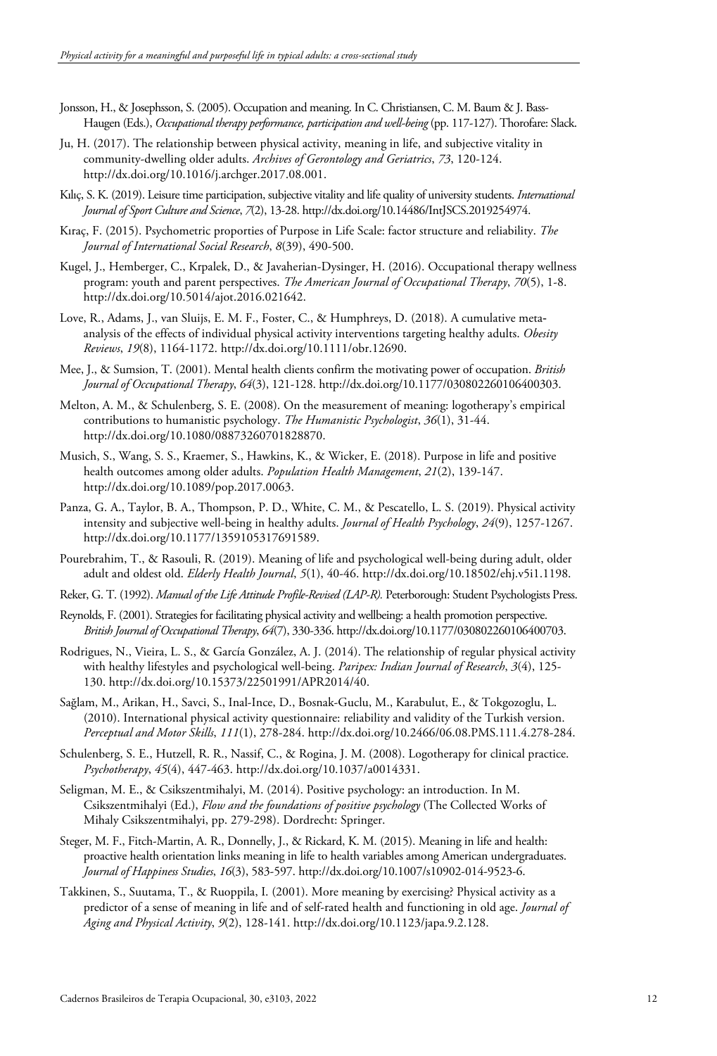Jonsson, H., & Josephsson, S. (2005). Occupation and meaning. In C. Christiansen, C. M. Baum & J. Bass-Haugen (Eds.), *Occupational therapy performance, participation and well-being* (pp. 117-127). Thorofare: Slack.

Ju, H. (2017). The relationship between physical activity, meaning in life, and subjective vitality in community-dwelling older adults. *Archives of Gerontology and Geriatrics*, *73*, 120-124. http://dx.doi.org/10.1016/j.archger.2017.08.001.

Kılıç, S. K. (2019). Leisure time participation, subjective vitality and life quality of university students. *International Journal of Sport Culture and Science*, *7*(2), 13-28. http://dx.doi.org/10.14486/IntJSCS.2019254974.

Kıraç, F. (2015). Psychometric proporties of Purpose in Life Scale: factor structure and reliability. *The Journal of International Social Research*, *8*(39), 490-500.

Kugel, J., Hemberger, C., Krpalek, D., & Javaherian-Dysinger, H. (2016). Occupational therapy wellness program: youth and parent perspectives. *The American Journal of Occupational Therapy*, *70*(5), 1-8. http://dx.doi.org/10.5014/ajot.2016.021642.

Love, R., Adams, J., van Sluijs, E. M. F., Foster, C., & Humphreys, D. (2018). A cumulative meta-analysis of the effects of individual physical activity interventions targeting healthy adults. *Obesity Reviews*, *19*(8), 1164-1172. http://dx.doi.org/10.1111/obr.12690.

Mee, J., & Sumsion, T. (2001). Mental health clients confirm the motivating power of occupation. *British Journal of Occupational Therapy*, *64*(3), 121-128. http://dx.doi.org/10.1177/030802260106400303.

Melton, A. M., & Schulenberg, S. E. (2008). On the measurement of meaning: logotherapy's empirical contributions to humanistic psychology. *The Humanistic Psychologist*, *36*(1), 31-44. http://dx.doi.org/10.1080/08873260701828870.

Musich, S., Wang, S. S., Kraemer, S., Hawkins, K., & Wicker, E. (2018). Purpose in life and positive health outcomes among older adults. *Population Health Management*, *21*(2), 139-147. http://dx.doi.org/10.1089/pop.2017.0063.

Panza, G. A., Taylor, B. A., Thompson, P. D., White, C. M., & Pescatello, L. S. (2019). Physical activity intensity and subjective well-being in healthy adults. *Journal of Health Psychology*, *24*(9), 1257-1267. http://dx.doi.org/10.1177/1359105317691589.

Pourebrahim, T., & Rasouli, R. (2019). Meaning of life and psychological well-being during adult, older adult and oldest old. *Elderly Health Journal*, *5*(1), 40-46. http://dx.doi.org/10.18502/ehj.v5i1.1198.

Reker, G. T. (1992). *Manual of the Life Attitude Profile-Revised (LAP-R).* Peterborough: Student Psychologists Press.

Reynolds, F. (2001). Strategies for facilitating physical activity and wellbeing: a health promotion perspective. *British Journal of Occupational Therapy*, *64*(7), 330-336. http://dx.doi.org/10.1177/030802260106400703.

Rodrigues, N., Vieira, L. S., & García González, A. J. (2014). The relationship of regular physical activity with healthy lifestyles and psychological well-being. *Paripex: Indian Journal of Research*, *3*(4), 125-130. http://dx.doi.org/10.15373/22501991/APR2014/40.

Sağlam, M., Arikan, H., Savci, S., Inal-Ince, D., Bosnak-Guclu, M., Karabulut, E., & Tokgozoglu, L. (2010). International physical activity questionnaire: reliability and validity of the Turkish version. *Perceptual and Motor Skills*, *111*(1), 278-284. http://dx.doi.org/10.2466/06.08.PMS.111.4.278-284.

Schulenberg, S. E., Hutzell, R. R., Nassif, C., & Rogina, J. M. (2008). Logotherapy for clinical practice. *Psychotherapy*, *45*(4), 447-463. http://dx.doi.org/10.1037/a0014331.

Seligman, M. E., & Csikszentmihalyi, M. (2014). Positive psychology: an introduction. In M. Csikszentmihalyi (Ed.), *Flow and the foundations of positive psychology* (The Collected Works of Mihaly Csikszentmihalyi, pp. 279-298). Dordrecht: Springer.

Steger, M. F., Fitch-Martin, A. R., Donnelly, J., & Rickard, K. M. (2015). Meaning in life and health: proactive health orientation links meaning in life to health variables among American undergraduates. *Journal of Happiness Studies*, *16*(3), 583-597. http://dx.doi.org/10.1007/s10902-014-9523-6.

Takkinen, S., Suutama, T., & Ruoppila, I. (2001). More meaning by exercising? Physical activity as a predictor of a sense of meaning in life and of self-rated health and functioning in old age. *Journal of Aging and Physical Activity*, *9*(2), 128-141. http://dx.doi.org/10.1123/japa.9.2.128.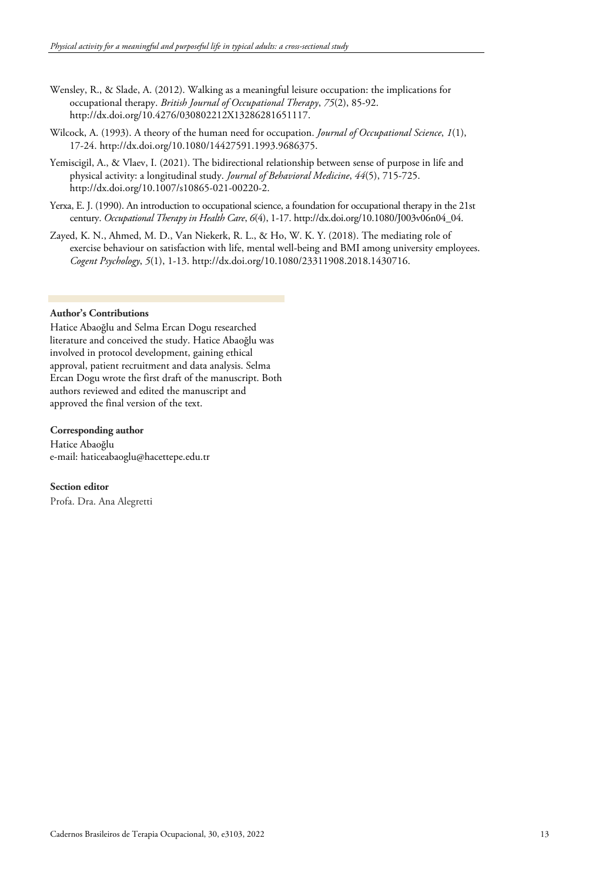Wensley, R., & Slade, A. (2012). Walking as a meaningful leisure occupation: the implications for occupational therapy. *British Journal of Occupational Therapy*, *75*(2), 85-92. http://dx.doi.org/10.4276/030802212X13286281651117.

Wilcock, A. (1993). A theory of the human need for occupation. *Journal of Occupational Science*, *1*(1), 17-24. http://dx.doi.org/10.1080/14427591.1993.9686375.

Yemiscigil, A., & Vlaev, I. (2021). The bidirectional relationship between sense of purpose in life and physical activity: a longitudinal study. *Journal of Behavioral Medicine*, *44*(5), 715-725. http://dx.doi.org/10.1007/s10865-021-00220-2.

Yerxa, E. J. (1990). An introduction to occupational science, a foundation for occupational therapy in the 21st century. *Occupational Therapy in Health Care*, *6*(4), 1-17. http://dx.doi.org/10.1080/J003v06n04_04.

Zayed, K. N., Ahmed, M. D., Van Niekerk, R. L., & Ho, W. K. Y. (2018). The mediating role of exercise behaviour on satisfaction with life, mental well-being and BMI among university employees. *Cogent Psychology*, *5*(1), 1-13. http://dx.doi.org/10.1080/23311908.2018.1430716.

**Author's Contributions**

Hatice Abaoğlu and Selma Ercan Dogu researched literature and conceived the study. Hatice Abaoğlu was involved in protocol development, gaining ethical approval, patient recruitment and data analysis. Selma Ercan Dogu wrote the first draft of the manuscript. Both authors reviewed and edited the manuscript and approved the final version of the text.

**Corresponding author**

Hatice Abaoğlu
e-mail: haticeabaoglu@hacettepe.edu.tr

**Section editor**

Profa. Dra. Ana Alegretti